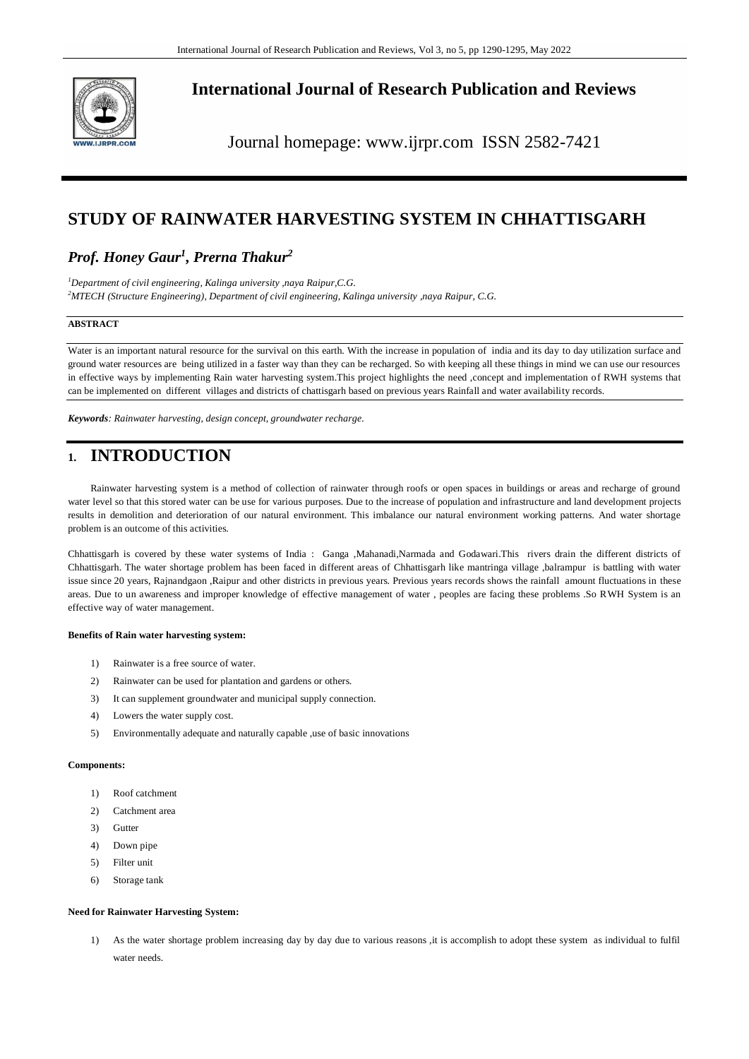# International Journal of Research Publication and Reviews

Journal homepage: www.ijrpr.com ISSN 2582-7421

# STUDY OF RAINWATER HARVESTING SYSTEM IN CHHATTISGARH

## *Prof. Honey Gaur[1], Prerna Thakur[2]*

[1]*Department of civil engineering, Kalinga university ,naya Raipur,C.G.*

[2]*MTECH (Structure Engineering), Department of civil engineering, Kalinga university ,naya Raipur, C.G.*

**ABSTRACT**

Water is an important natural resource for the survival on this earth. With the increase in population of india and its day to day utilization surface and ground water resources are being utilized in a faster way than they can be recharged. So with keeping all these things in mind we can use our resources in effective ways by implementing Rain water harvesting system.This project highlights the need ,concept and implementation of RWH systems that can be implemented on different villages and districts of chattisgarh based on previous years Rainfall and water availability records.

***Keywords****: Rainwater harvesting, design concept, groundwater recharge.*

## 1. INTRODUCTION

Rainwater harvesting system is a method of collection of rainwater through roofs or open spaces in buildings or areas and recharge of ground water level so that this stored water can be use for various purposes. Due to the increase of population and infrastructure and land development projects results in demolition and deterioration of our natural environment. This imbalance our natural environment working patterns. And water shortage problem is an outcome of this activities.

Chhattisgarh is covered by these water systems of India : Ganga ,Mahanadi,Narmada and Godawari.This rivers drain the different districts of Chhattisgarh. The water shortage problem has been faced in different areas of Chhattisgarh like mantringa village ,balrampur is battling with water issue since 20 years, Rajnandgaon ,Raipur and other districts in previous years. Previous years records shows the rainfall amount fluctuations in these areas. Due to un awareness and improper knowledge of effective management of water , peoples are facing these problems .So RWH System is an effective way of water management.

**Benefits of Rain water harvesting system:**

1) Rainwater is a free source of water.
2) Rainwater can be used for plantation and gardens or others.
3) It can supplement groundwater and municipal supply connection.
4) Lowers the water supply cost.
5) Environmentally adequate and naturally capable ,use of basic innovations

**Components:**

1) Roof catchment
2) Catchment area
3) Gutter
4) Down pipe
5) Filter unit
6) Storage tank

**Need for Rainwater Harvesting System:**

1) As the water shortage problem increasing day by day due to various reasons ,it is accomplish to adopt these system as individual to fulfil water needs.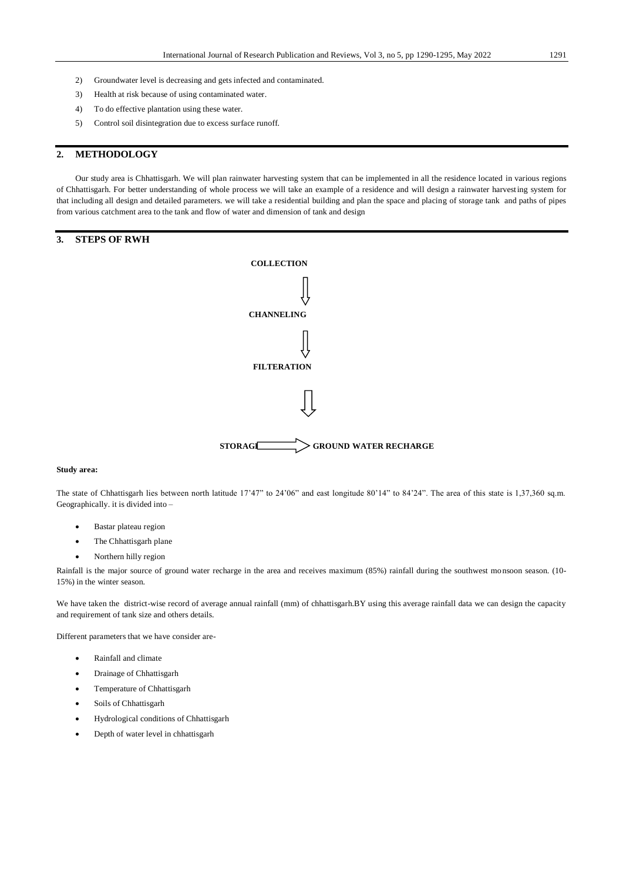2) Groundwater level is decreasing and gets infected and contaminated.
3) Health at risk because of using contaminated water.
4) To do effective plantation using these water.
5) Control soil disintegration due to excess surface runoff.

## 2. METHODOLOGY

Our study area is Chhattisgarh. We will plan rainwater harvesting system that can be implemented in all the residence located in various regions of Chhattisgarh. For better understanding of whole process we will take an example of a residence and will design a rainwater harvesting system for that including all design and detailed parameters. we will take a residential building and plan the space and placing of storage tank and paths of pipes from various catchment area to the tank and flow of water and dimension of tank and design

## 3. STEPS OF RWH

**COLLECTION**

⇓

**CHANNELING**

⇓

**FILTERATION**

⇓

**STORAGE** ⇒ **GROUND WATER RECHARGE**

**Study area:**

The state of Chhattisgarh lies between north latitude 17'47" to 24'06" and east longitude 80'14" to 84'24". The area of this state is 1,37,360 sq.m. Geographically. it is divided into –

- Bastar plateau region
- The Chhattisgarh plane
- Northern hilly region

Rainfall is the major source of ground water recharge in the area and receives maximum (85%) rainfall during the southwest monsoon season. (10-15%) in the winter season.

We have taken the district-wise record of average annual rainfall (mm) of chhattisgarh.BY using this average rainfall data we can design the capacity and requirement of tank size and others details.

Different parameters that we have consider are-

- Rainfall and climate
- Drainage of Chhattisgarh
- Temperature of Chhattisgarh
- Soils of Chhattisgarh
- Hydrological conditions of Chhattisgarh
- Depth of water level in chhattisgarh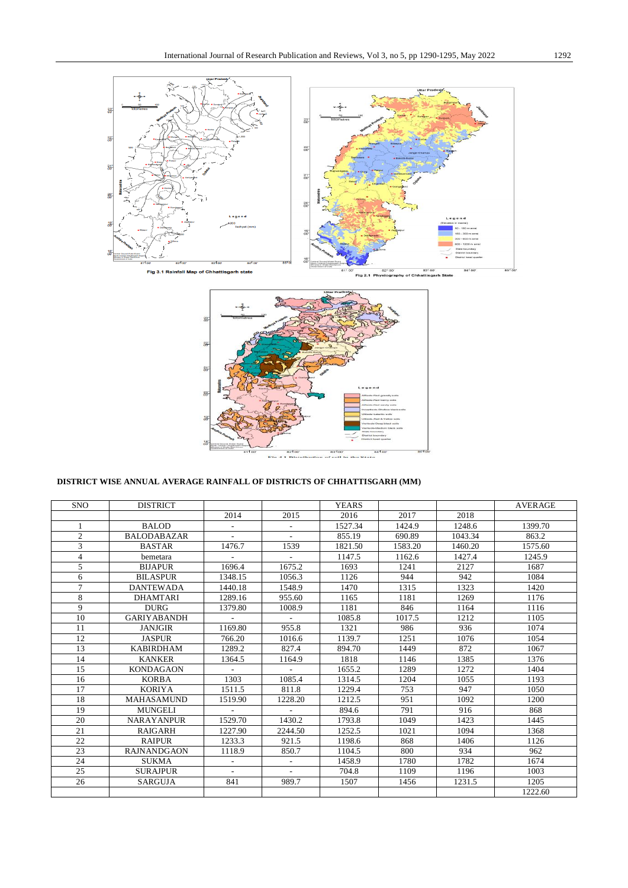Fig 3.1 Rainfall Map of Chhattisgarh state

Fig 2.1 Physiography of Chhattisgarh State

**DISTRICT WISE ANNUAL AVERAGE RAINFALL OF DISTRICTS OF CHHATTISGARH (MM)**

| SNO | DISTRICT | | | YEARS | | | AVERAGE |
|---|---|---|---|---|---|---|---|
| | | 2014 | 2015 | 2016 | 2017 | 2018 | |
| 1 | BALOD | - | - | 1527.34 | 1424.9 | 1248.6 | 1399.70 |
| 2 | BALODABAZAR | - | - | 855.19 | 690.89 | 1043.34 | 863.2 |
| 3 | BASTAR | 1476.7 | 1539 | 1821.50 | 1583.20 | 1460.20 | 1575.60 |
| 4 | bemetara | - | - | 1147.5 | 1162.6 | 1427.4 | 1245.9 |
| 5 | BIJAPUR | 1696.4 | 1675.2 | 1693 | 1241 | 2127 | 1687 |
| 6 | BILASPUR | 1348.15 | 1056.3 | 1126 | 944 | 942 | 1084 |
| 7 | DANTEWADA | 1440.18 | 1548.9 | 1470 | 1315 | 1323 | 1420 |
| 8 | DHAMTARI | 1289.16 | 955.60 | 1165 | 1181 | 1269 | 1176 |
| 9 | DURG | 1379.80 | 1008.9 | 1181 | 846 | 1164 | 1116 |
| 10 | GARIYABANDH | - | - | 1085.8 | 1017.5 | 1212 | 1105 |
| 11 | JANJGIR | 1169.80 | 955.8 | 1321 | 986 | 936 | 1074 |
| 12 | JASPUR | 766.20 | 1016.6 | 1139.7 | 1251 | 1076 | 1054 |
| 13 | KABIRDHAM | 1289.2 | 827.4 | 894.70 | 1449 | 872 | 1067 |
| 14 | KANKER | 1364.5 | 1164.9 | 1818 | 1146 | 1385 | 1376 |
| 15 | KONDAGAON | - | - | 1655.2 | 1289 | 1272 | 1404 |
| 16 | KORBA | 1303 | 1085.4 | 1314.5 | 1204 | 1055 | 1193 |
| 17 | KORIYA | 1511.5 | 811.8 | 1229.4 | 753 | 947 | 1050 |
| 18 | MAHASAMUND | 1519.90 | 1228.20 | 1212.5 | 951 | 1092 | 1200 |
| 19 | MUNGELI | - | - | 894.6 | 791 | 916 | 868 |
| 20 | NARAYANPUR | 1529.70 | 1430.2 | 1793.8 | 1049 | 1423 | 1445 |
| 21 | RAIGARH | 1227.90 | 2244.50 | 1252.5 | 1021 | 1094 | 1368 |
| 22 | RAIPUR | 1233.3 | 921.5 | 1198.6 | 868 | 1406 | 1126 |
| 23 | RAJNANDGAON | 1118.9 | 850.7 | 1104.5 | 800 | 934 | 962 |
| 24 | SUKMA | - | - | 1458.9 | 1780 | 1782 | 1674 |
| 25 | SURAJPUR | - | - | 704.8 | 1109 | 1196 | 1003 |
| 26 | SARGUJA | 841 | 989.7 | 1507 | 1456 | 1231.5 | 1205 |
| | | | | | | | 1222.60 |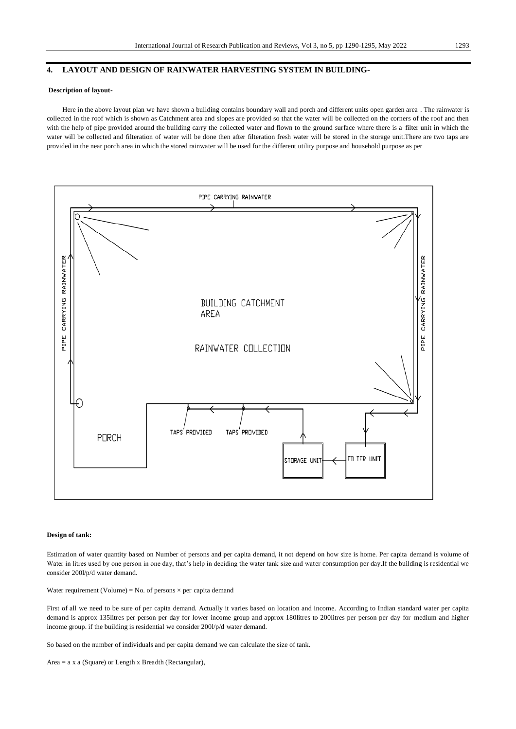## 4. LAYOUT AND DESIGN OF RAINWATER HARVESTING SYSTEM IN BUILDING-

**Description of layout-**

Here in the above layout plan we have shown a building contains boundary wall and porch and different units open garden area . The rainwater is collected in the roof which is shown as Catchment area and slopes are provided so that the water will be collected on the corners of the roof and then with the help of pipe provided around the building carry the collected water and flown to the ground surface where there is a filter unit in which the water will be collected and filteration of water will be done then after filteration fresh water will be stored in the storage unit.There are two taps are provided in the near porch area in which the stored rainwater will be used for the different utility purpose and household purpose as per

**Design of tank:**

Estimation of water quantity based on Number of persons and per capita demand, it not depend on how size is home. Per capita demand is volume of Water in litres used by one person in one day, that's help in deciding the water tank size and water consumption per day.If the building is residential we consider 200l/p/d water demand.

Water requirement (Volume) = No. of persons × per capita demand

First of all we need to be sure of per capita demand. Actually it varies based on location and income. According to Indian standard water per capita demand is approx 135litres per person per day for lower income group and approx 180litres to 200litres per person per day for medium and higher income group. if the building is residential we consider 200l/p/d water demand.

So based on the number of individuals and per capita demand we can calculate the size of tank.

Area = a x a (Square) or Length x Breadth (Rectangular),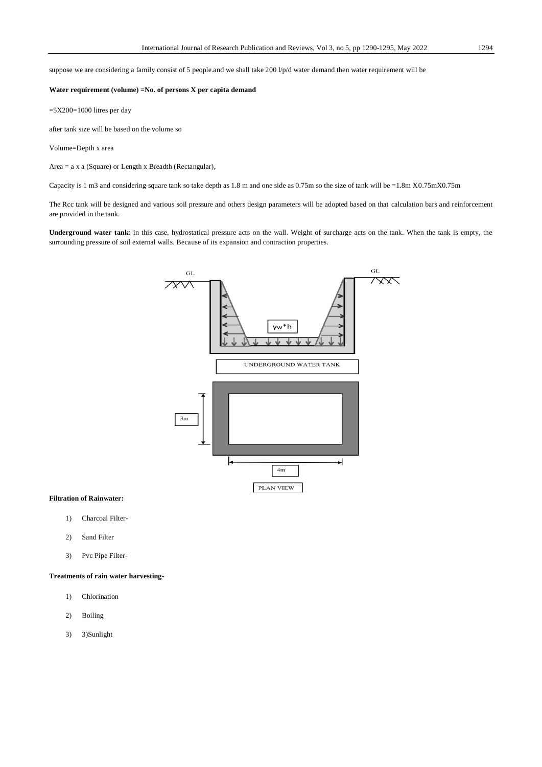suppose we are considering a family consist of 5 people.and we shall take 200 l/p/d water demand then water requirement will be

**Water requirement (volume) =No. of persons X per capita demand**

=5X200=1000 litres per day

after tank size will be based on the volume so

Volume=Depth x area

Area = a x a (Square) or Length x Breadth (Rectangular),

Capacity is 1 m3 and considering square tank so take depth as 1.8 m and one side as 0.75m so the size of tank will be =1.8m X0.75mX0.75m

The Rcc tank will be designed and various soil pressure and others design parameters will be adopted based on that calculation bars and reinforcement are provided in the tank.

**Underground water tank**: in this case, hydrostatical pressure acts on the wall. Weight of surcharge acts on the tank. When the tank is empty, the surrounding pressure of soil external walls. Because of its expansion and contraction properties.

GL GL

$\gamma w*h$

UNDERGROUND WATER TANK

3m

4m

PLAN VIEW

**Filtration of Rainwater:**

1) Charcoal Filter-
2) Sand Filter
3) Pvc Pipe Filter-

**Treatments of rain water harvesting-**

1) Chlorination
2) Boiling
3) 3)Sunlight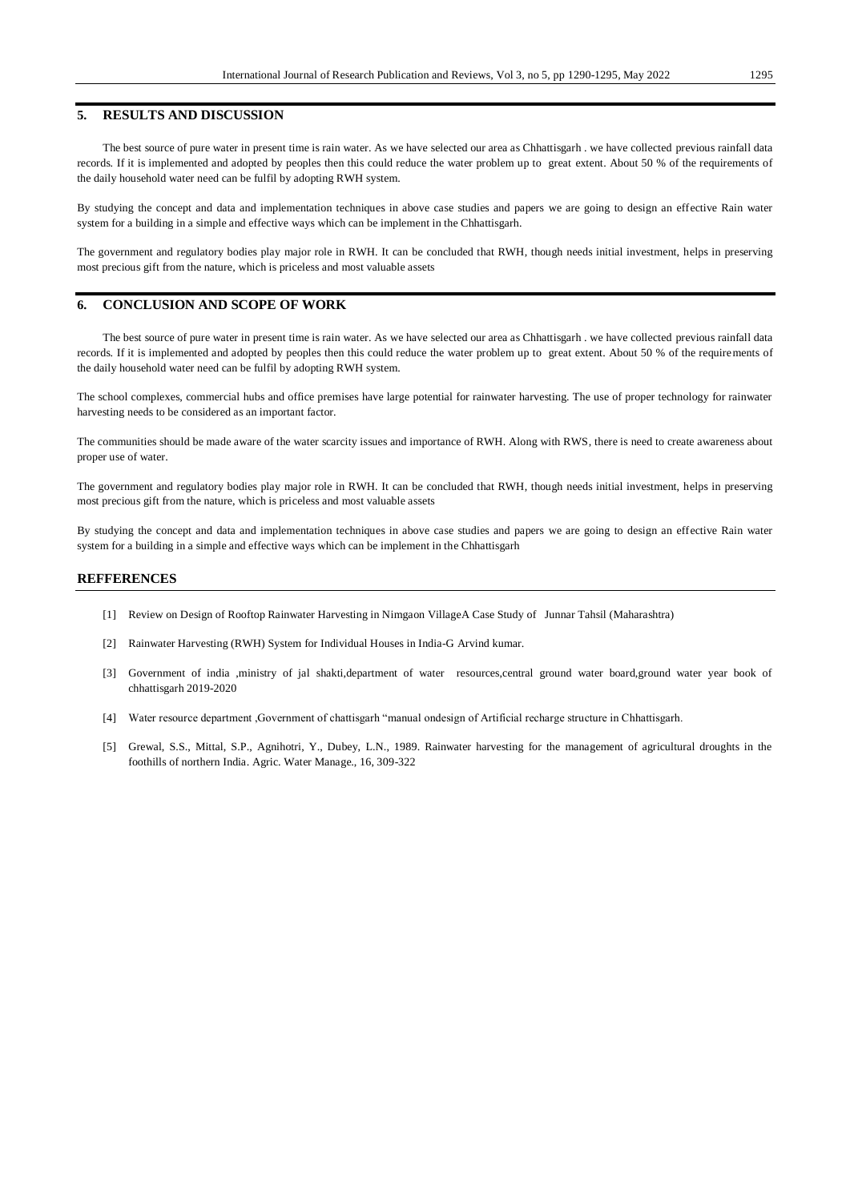## 5. RESULTS AND DISCUSSION

The best source of pure water in present time is rain water. As we have selected our area as Chhattisgarh . we have collected previous rainfall data records. If it is implemented and adopted by peoples then this could reduce the water problem up to great extent. About 50 % of the requirements of the daily household water need can be fulfil by adopting RWH system.

By studying the concept and data and implementation techniques in above case studies and papers we are going to design an effective Rain water system for a building in a simple and effective ways which can be implement in the Chhattisgarh.

The government and regulatory bodies play major role in RWH. It can be concluded that RWH, though needs initial investment, helps in preserving most precious gift from the nature, which is priceless and most valuable assets

## 6. CONCLUSION AND SCOPE OF WORK

The best source of pure water in present time is rain water. As we have selected our area as Chhattisgarh . we have collected previous rainfall data records. If it is implemented and adopted by peoples then this could reduce the water problem up to great extent. About 50 % of the requirements of the daily household water need can be fulfil by adopting RWH system.

The school complexes, commercial hubs and office premises have large potential for rainwater harvesting. The use of proper technology for rainwater harvesting needs to be considered as an important factor.

The communities should be made aware of the water scarcity issues and importance of RWH. Along with RWS, there is need to create awareness about proper use of water.

The government and regulatory bodies play major role in RWH. It can be concluded that RWH, though needs initial investment, helps in preserving most precious gift from the nature, which is priceless and most valuable assets

By studying the concept and data and implementation techniques in above case studies and papers we are going to design an effective Rain water system for a building in a simple and effective ways which can be implement in the Chhattisgarh

## REFFERENCES

[1] Review on Design of Rooftop Rainwater Harvesting in Nimgaon VillageA Case Study of Junnar Tahsil (Maharashtra)

[2] Rainwater Harvesting (RWH) System for Individual Houses in India-G Arvind kumar.

[3] Government of india ,ministry of jal shakti,department of water resources,central ground water board,ground water year book of chhattisgarh 2019-2020

[4] Water resource department ,Government of chattisgarh "manual ondesign of Artificial recharge structure in Chhattisgarh.

[5] Grewal, S.S., Mittal, S.P., Agnihotri, Y., Dubey, L.N., 1989. Rainwater harvesting for the management of agricultural droughts in the foothills of northern India. Agric. Water Manage., 16, 309-322